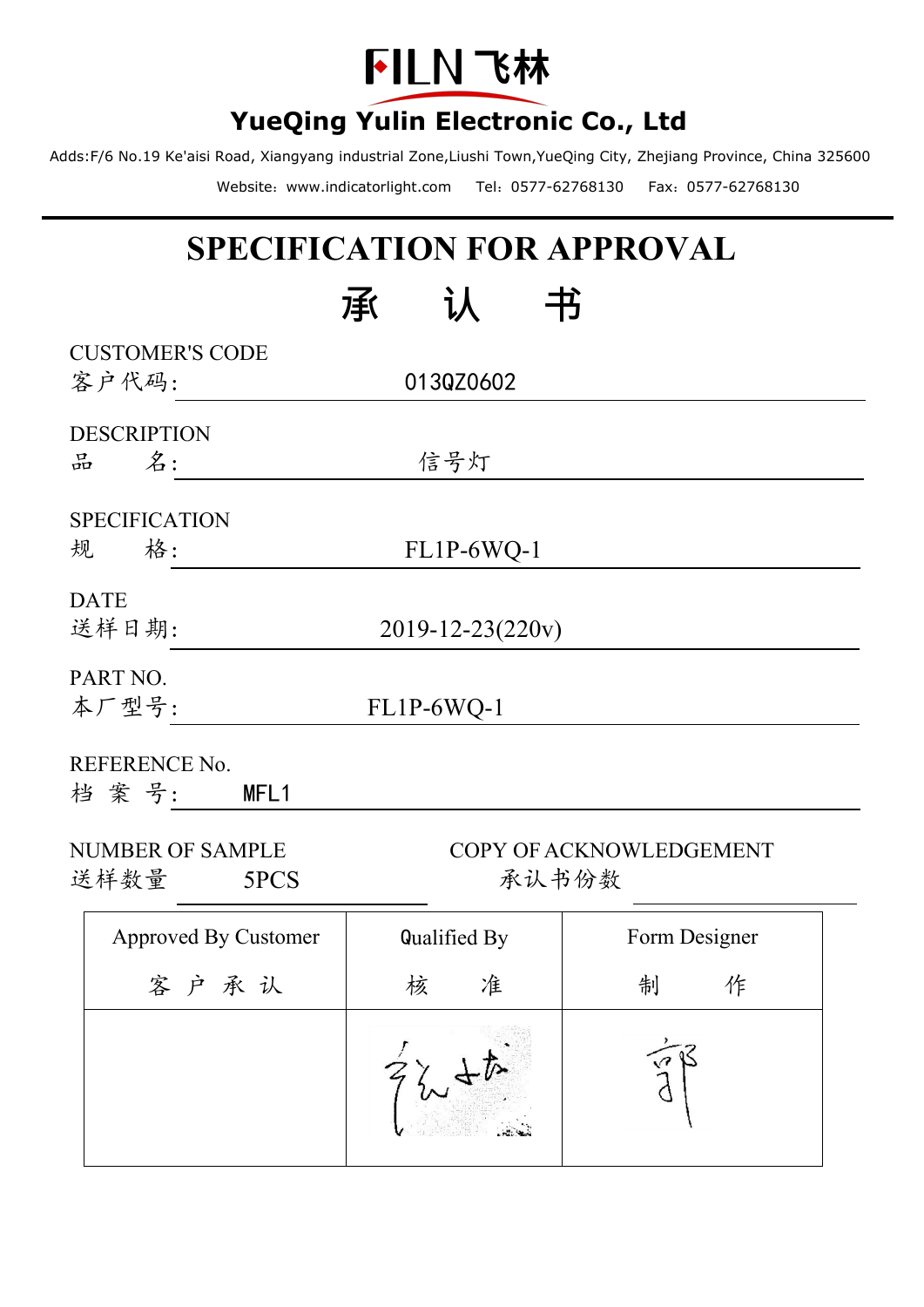# FILN 飞林

## YueQing Yulin Electronic Co., Ltd

Adds:F/6 No.19 Ke'aisi Road, Xiangyang industrial Zone,Liushi Town,YueQing City, Zhejiang Province, China 325600

Website：www.indicatorlight.com　　Tel：0577-62768130　　Fax：0577-62768130

# SPECIFICATION FOR APPROVAL

# 承　认　书

CUSTOMER'S CODE
客户代码:　013QZ0602

DESCRIPTION
品　　名:　信号灯

SPECIFICATION
规　　格:　FL1P-6WQ-1

DATE
送样日期:　2019-12-23(220v)

PART NO.
本厂型号:　FL1P-6WQ-1

REFERENCE No.
档 案 号:　MFL1

NUMBER OF SAMPLE
送样数量　5PCS

COPY OF ACKNOWLEDGEMENT
承认书份数

| Approved By Customer 客 户 承 认 | Qualified By 核　准 | Form Designer 制　作 |
|---|---|---|
| | 张城 | 郭 |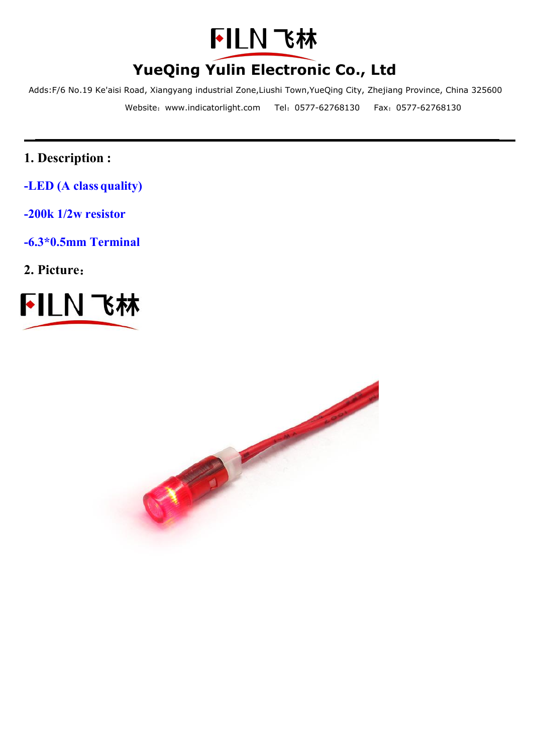# FILN 飞林

## YueQing Yulin Electronic Co., Ltd

Adds:F/6 No.19 Ke'aisi Road, Xiangyang industrial Zone,Liushi Town,YueQing City, Zhejiang Province, China 325600

Website：www.indicatorlight.com Tel：0577-62768130 Fax：0577-62768130

---

**1. Description :**

**-LED (A class quality)**

**-200k 1/2w resistor**

**-6.3*0.5mm Terminal**

**2. Picture：**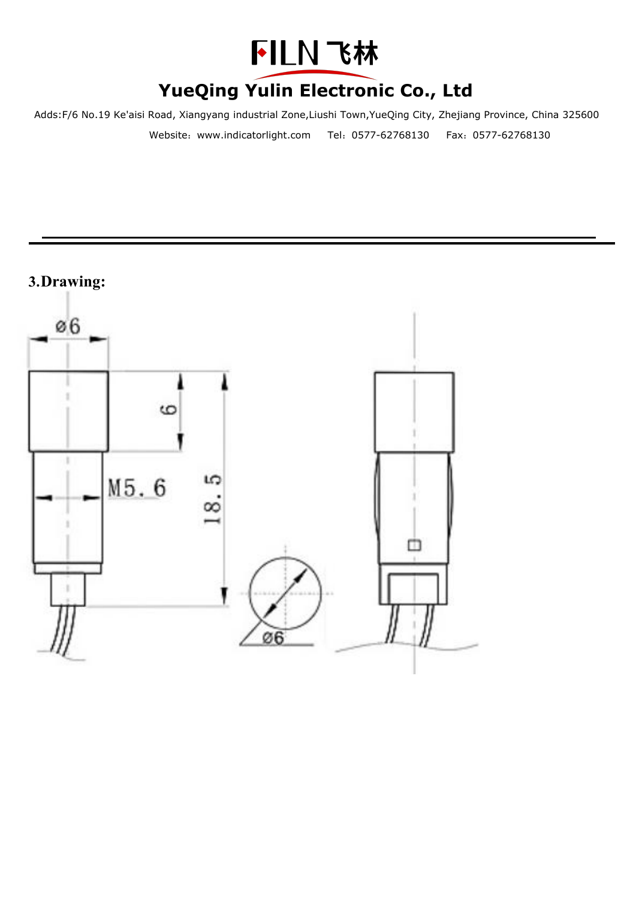### 3.Drawing:

ø6

6

18.5

M5.6

ø6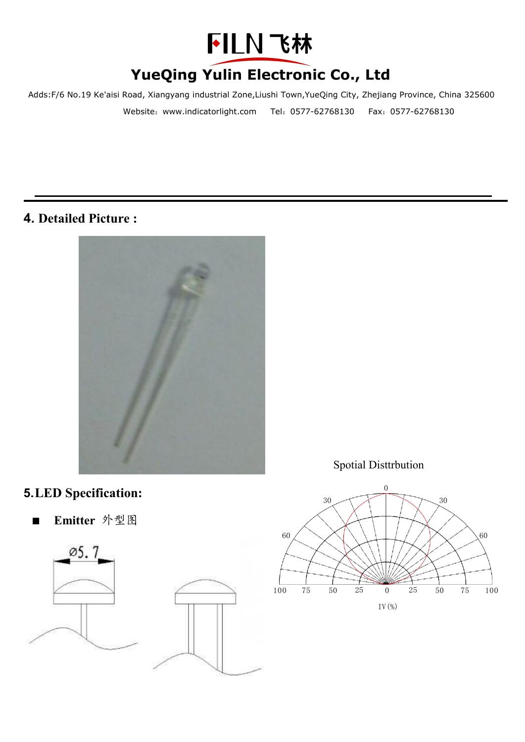## 4. Detailed Picture :

## 5.LED Specification:

Spotial Disttrbution

- **Emitter** 外型图

ø5.7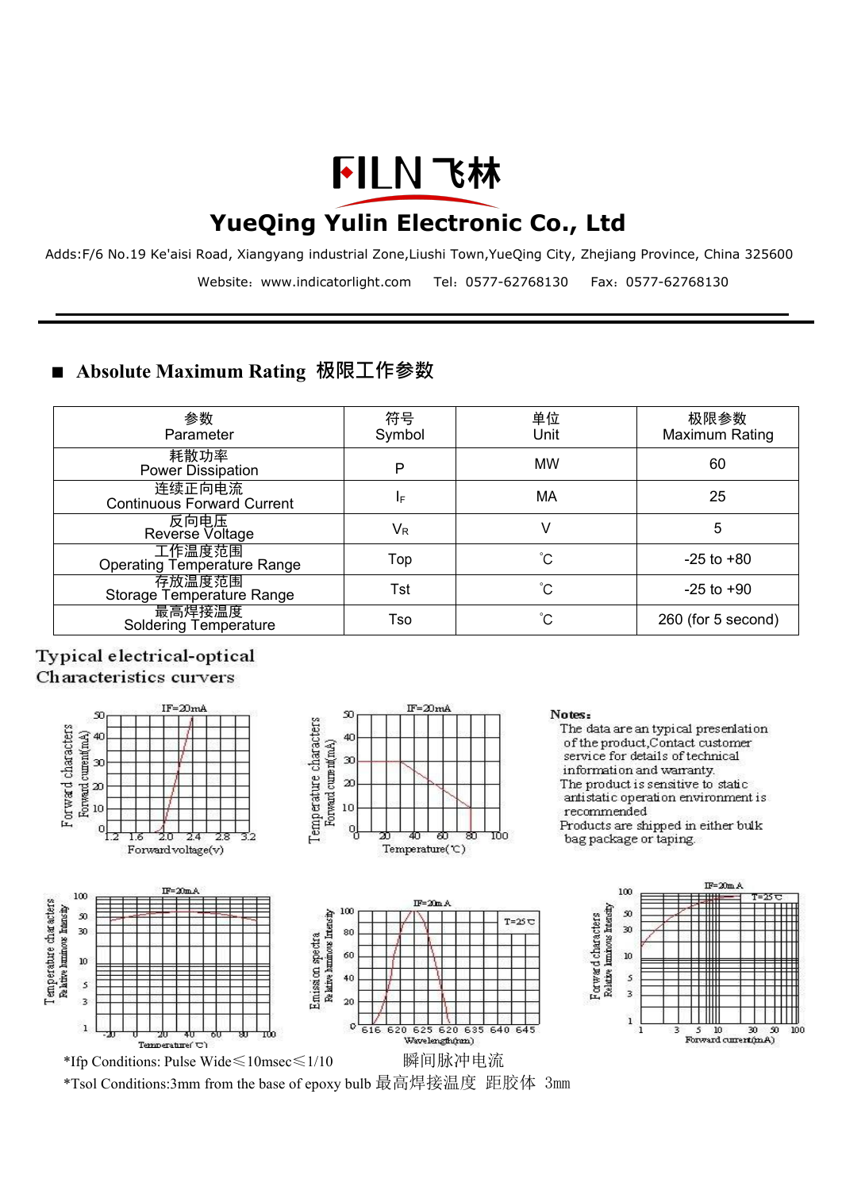# FILN 飞林

## YueQing Yulin Electronic Co., Ltd

Adds:F/6 No.19 Ke'aisi Road, Xiangyang industrial Zone,Liushi Town,YueQing City, Zhejiang Province, China 325600

Website：www.indicatorlight.com　Tel：0577-62768130　Fax：0577-62768130

## ■ Absolute Maximum Rating 极限工作参数

| 参数<br>Parameter | 符号<br>Symbol | 单位<br>Unit | 极限参数<br>Maximum Rating |
|---|---|---|---|
| 耗散功率<br>Power Dissipation | P | MW | 60 |
| 连续正向电流<br>Continuous Forward Current | $I_F$ | MA | 25 |
| 反向电压<br>Reverse Voltage | $V_R$ | V | 5 |
| 工作温度范围<br>Operating Temperature Range | Top | ˚C | -25 to +80 |
| 存放温度范围<br>Storage Temperature Range | Tst | ˚C | -25 to +90 |
| 最高焊接温度<br>Soldering Temperature | Tso | ˚C | 260 (for 5 second) |

## Typical electrical-optical Characteristics curvers

**Notes:**

The data are an typical presenlation of the product,Contact customer service for details of technical information and warranty.

The product is sensitive to static antistatic operation environment is recommended

Products are shipped in either bulk bag package or taping.

*Ifp Conditions: Pulse Wide≤10msec≤1/10　瞬间脉冲电流

*Tsol Conditions:3mm from the base of epoxy bulb 最高焊接温度 距胶体 3mm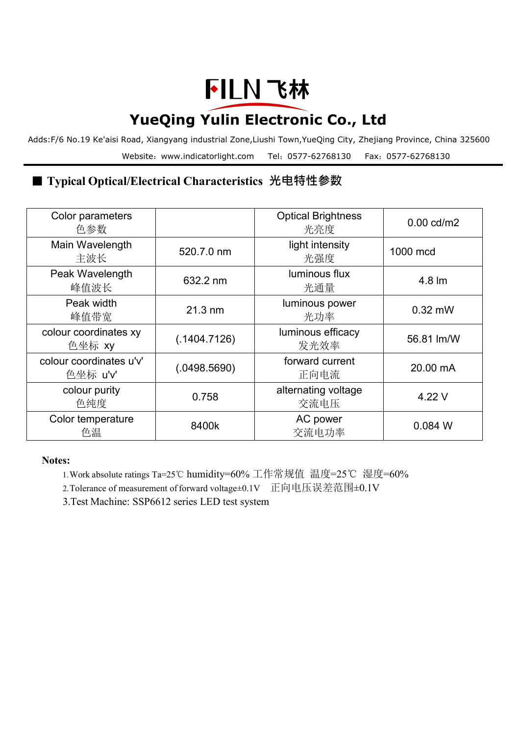# FILN 飞林

## YueQing Yulin Electronic Co., Ltd

Adds:F/6 No.19 Ke'aisi Road, Xiangyang industrial Zone,Liushi Town,YueQing City, Zhejiang Province, China 325600

Website：www.indicatorlight.com　Tel：0577-62768130　Fax：0577-62768130

### ■ Typical Optical/Electrical Characteristics 光电特性参数

| Color parameters 色参数 | | Optical Brightness 光亮度 | 0.00 cd/m2 |
|---|---|---|---|
| Main Wavelength 主波长 | 520.7.0 nm | light intensity 光强度 | 1000 mcd |
| Peak Wavelength 峰值波长 | 632.2 nm | luminous flux 光通量 | 4.8 lm |
| Peak width 峰值带宽 | 21.3 nm | luminous power 光功率 | 0.32 mW |
| colour coordinates xy 色坐标 xy | (.1404.7126) | luminous efficacy 发光效率 | 56.81 lm/W |
| colour coordinates u'v' 色坐标 u'v' | (.0498.5690) | forward current 正向电流 | 20.00 mA |
| colour purity 色纯度 | 0.758 | alternating voltage 交流电压 | 4.22 V |
| Color temperature 色温 | 8400k | AC power 交流电功率 | 0.084 W |

**Notes:**

1. Work absolute ratings Ta=25℃ humidity=60% 工作常规值 温度=25℃ 湿度=60%
2. Tolerance of measurement of forward voltage±0.1V　正向电压误差范围±0.1V
3. Test Machine: SSP6612 series LED test system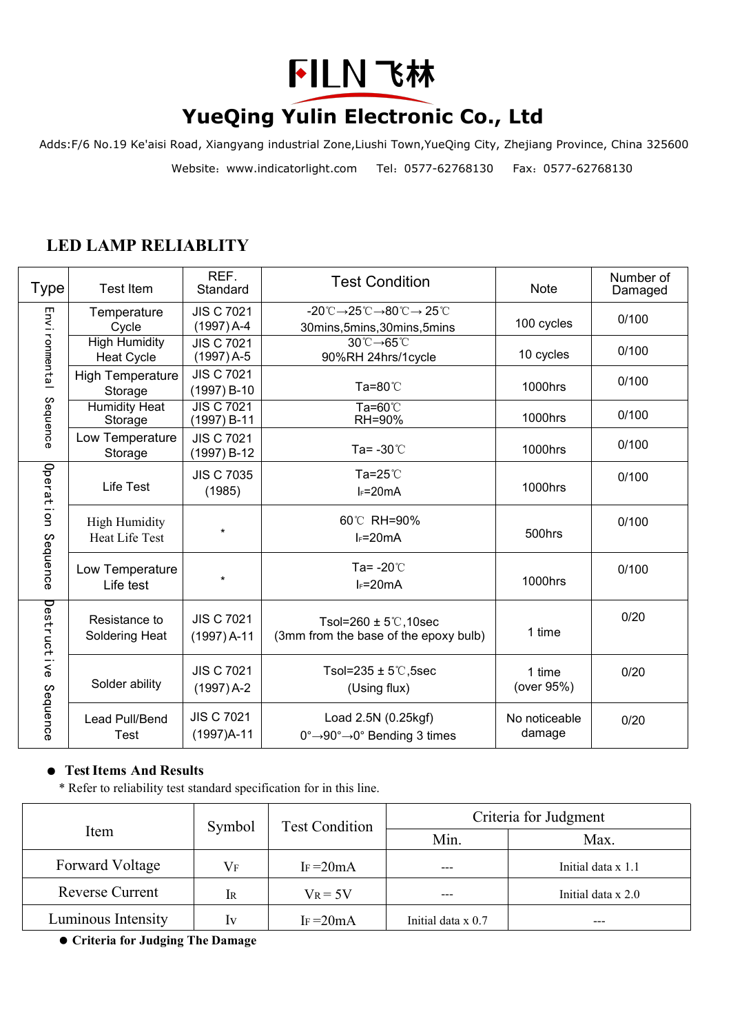# FILN 飞林

## YueQing Yulin Electronic Co., Ltd

Adds:F/6 No.19 Ke'aisi Road, Xiangyang industrial Zone,Liushi Town,YueQing City, Zhejiang Province, China 325600

Website：www.indicatorlight.com Tel：0577-62768130 Fax：0577-62768130

## LED LAMP RELIABLITY

| Type | Test Item | REF. Standard | Test Condition | Note | Number of Damaged |
|---|---|---|---|---|---|
| Environmental Sequence | Temperature Cycle | JIS C 7021 (1997) A-4 | -20℃→25℃→80℃→ 25℃ 30mins,5mins,30mins,5mins | 100 cycles | 0/100 |
| | High Humidity Heat Cycle | JIS C 7021 (1997) A-5 | 30℃→65℃ 90%RH 24hrs/1cycle | 10 cycles | 0/100 |
| | High Temperature Storage | JIS C 7021 (1997) B-10 | Ta=80℃ | 1000hrs | 0/100 |
| | Humidity Heat Storage | JIS C 7021 (1997) B-11 | Ta=60℃ RH=90% | 1000hrs | 0/100 |
| | Low Temperature Storage | JIS C 7021 (1997) B-12 | Ta= -30℃ | 1000hrs | 0/100 |
| Operation Sequence | Life Test | JIS C 7035 (1985) | Ta=25℃ $I_F$=20mA | 1000hrs | 0/100 |
| | High Humidity Heat Life Test | * | 60℃ RH=90% $I_F$=20mA | 500hrs | 0/100 |
| | Low Temperature Life test | * | Ta= -20℃ $I_F$=20mA | 1000hrs | 0/100 |
| Destructive Sequence | Resistance to Soldering Heat | JIS C 7021 (1997) A-11 | Tsol=260 ± 5℃,10sec (3mm from the base of the epoxy bulb) | 1 time | 0/20 |
| | Solder ability | JIS C 7021 (1997) A-2 | Tsol=235 ± 5℃,5sec (Using flux) | 1 time (over 95%) | 0/20 |
| | Lead Pull/Bend Test | JIS C 7021 (1997)A-11 | Load 2.5N (0.25kgf) 0°→90°→0° Bending 3 times | No noticeable damage | 0/20 |

- **Test Items And Results**

\* Refer to reliability test standard specification for in this line.

| Item | Symbol | Test Condition | Criteria for Judgment | |
|---|---|---|---|---|
| | | | Min. | Max. |
| Forward Voltage | $V_F$ | $I_F$ =20mA | --- | Initial data x 1.1 |
| Reverse Current | $I_R$ | $V_R$ = 5V | --- | Initial data x 2.0 |
| Luminous Intensity | $I_V$ | $I_F$ =20mA | Initial data x 0.7 | --- |

- **Criteria for Judging The Damage**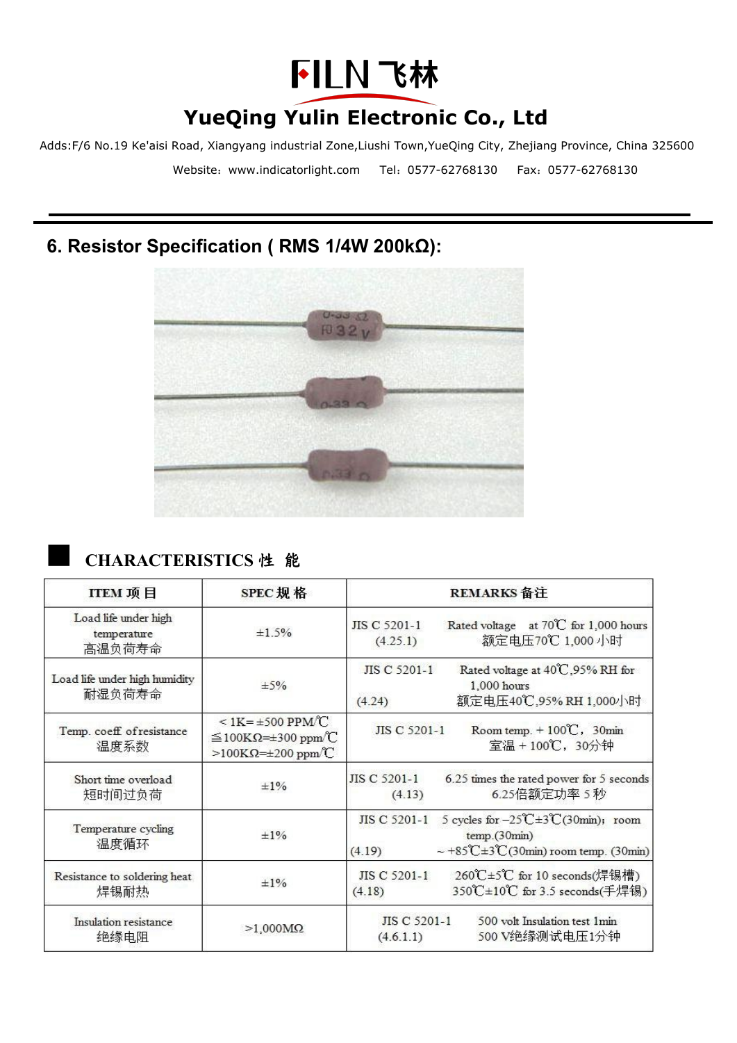# FILN 飞林

## YueQing Yulin Electronic Co., Ltd

Adds:F/6 No.19 Ke'aisi Road, Xiangyang industrial Zone,Liushi Town,YueQing City, Zhejiang Province, China 325600

Website：www.indicatorlight.com  Tel：0577-62768130  Fax：0577-62768130

## 6. Resistor Specification ( RMS 1/4W 200kΩ):

### CHARACTERISTICS 性 能

| ITEM 项 目 | SPEC 规 格 | REMARKS 备注 |
|---|---|---|
| Load life under high temperature<br>高温负荷寿命 | ±1.5% | JIS C 5201-1 (4.25.1) Rated voltage at 70℃ for 1,000 hours<br>额定电压70℃ 1,000 小时 |
| Load life under high humidity<br>耐湿负荷寿命 | ±5% | JIS C 5201-1 (4.24) Rated voltage at 40℃,95% RH for 1,000 hours<br>额定电压40℃,95% RH 1,000小时 |
| Temp. coeff. of resistance<br>温度系数 | < 1K= ±500 PPM/℃<br>≦100KΩ=±300 ppm/℃<br>>100KΩ=±200 ppm/℃ | JIS C 5201-1 Room temp. + 100℃，30min<br>室温 + 100℃，30分钟 |
| Short time overload<br>短时间过负荷 | ±1% | JIS C 5201-1 (4.13) 6.25 times the rated power for 5 seconds<br>6.25倍额定功率 5 秒 |
| Temperature cycling<br>温度循环 | ±1% | JIS C 5201-1 (4.19) 5 cycles for –25℃±3℃(30min)；room temp.(30min) ~ +85℃±3℃(30min) room temp. (30min) |
| Resistance to soldering heat<br>焊锡耐热 | ±1% | JIS C 5201-1 (4.18) 260℃±5℃ for 10 seconds(焊锡槽)<br>350℃±10℃ for 3.5 seconds(手焊锡) |
| Insulation resistance<br>绝缘电阻 | >1,000MΩ | JIS C 5201-1 (4.6.1.1) 500 volt Insulation test 1min<br>500 V绝缘测试电压1分钟 |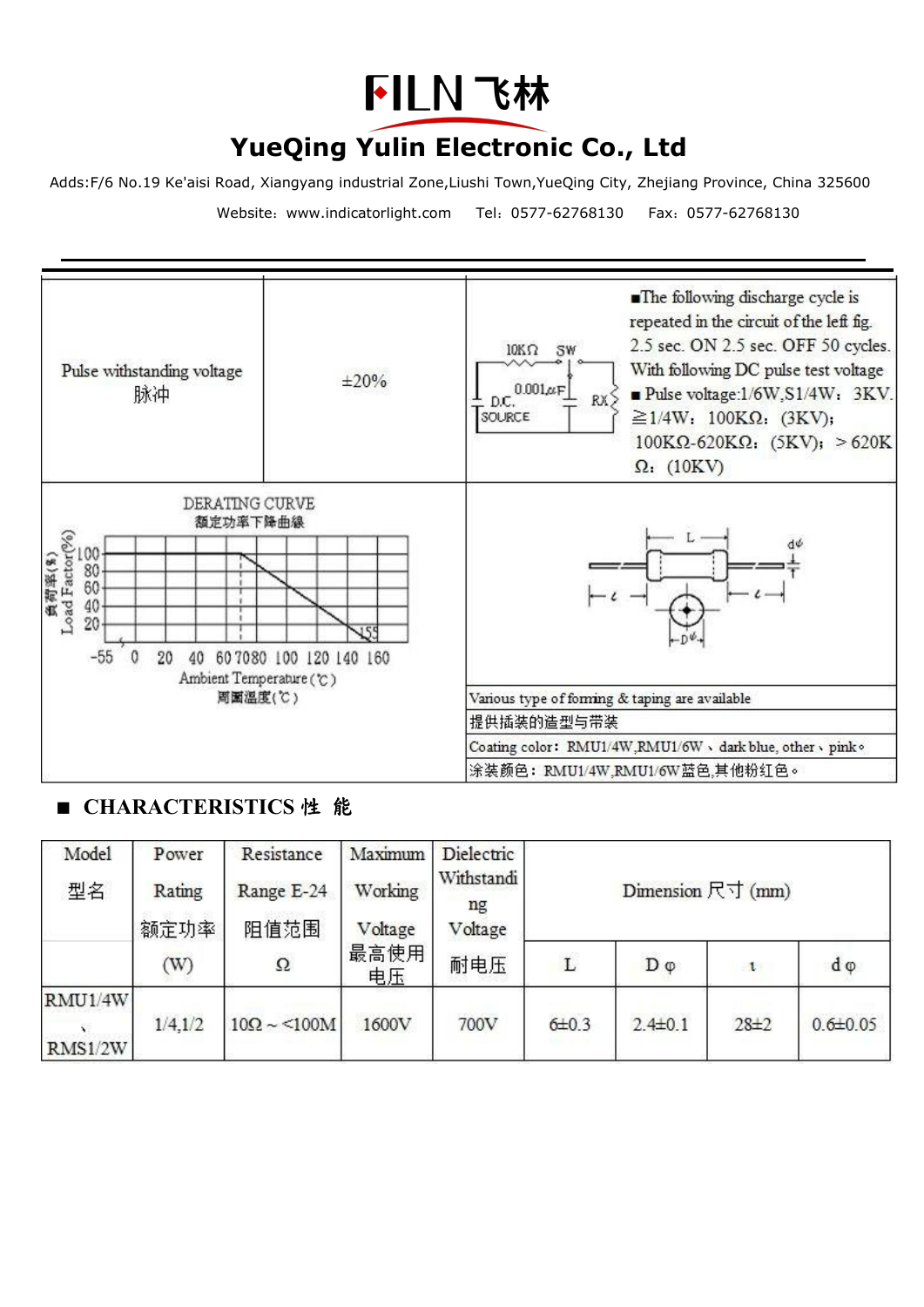# FILN 飞林

## YueQing Yulin Electronic Co., Ltd

Adds:F/6 No.19 Ke'aisi Road, Xiangyang industrial Zone,Liushi Town,YueQing City, Zhejiang Province, China 325600

Website: www.indicatorlight.com Tel: 0577-62768130 Fax: 0577-62768130

| | | |
|---|---|---|
| Pulse withstanding voltage 脉冲 | ±20% | 10KΩ SW<br>D.C. SOURCE 0.001uF RX<br><br>■The following discharge cycle is repeated in the circuit of the left fig. 2.5 sec. ON 2.5 sec. OFF 50 cycles. With following DC pulse test voltage ■ Pulse voltage:1/6W,S1/4W: 3KV. ≧1/4W: 100KΩ: (3KV); 100KΩ-620KΩ: (5KV); ＞620KΩ: (10KV) |

DERATING CURVE
额定功率下降曲線
負荷率(%) Load Factor(%)
100
80
60
40
20
155
-55 0 20 40 60 70 80 100 120 140 160
Ambient Temperature (℃)
周圍溫度(℃)

L
dφ
ℓ ℓ
Dφ

Various type of forming & taping are available

提供插装的造型与带装

Coating color: RMU1/4W,RMU1/6W、dark blue, other、pink。

涂装颜色：RMU1/4W,RMU1/6W蓝色,其他粉红色。

## ■ CHARACTERISTICS 性 能

| Model 型名 | Power Rating 额定功率 (W) | Resistance Range E-24 阻值范围 Ω | Maximum Working Voltage 最高使用电压 | Dielectric Withstanding Voltage 耐电压 | Dimension 尺寸 (mm) | | | |
|---|---|---|---|---|---|---|---|---|
| | | | | | L | D φ | ι | d φ |
| RMU1/4W、RMS1/2W | 1/4,1/2 | 10Ω～<100M | 1600V | 700V | 6±0.3 | 2.4±0.1 | 28±2 | 0.6±0.05 |